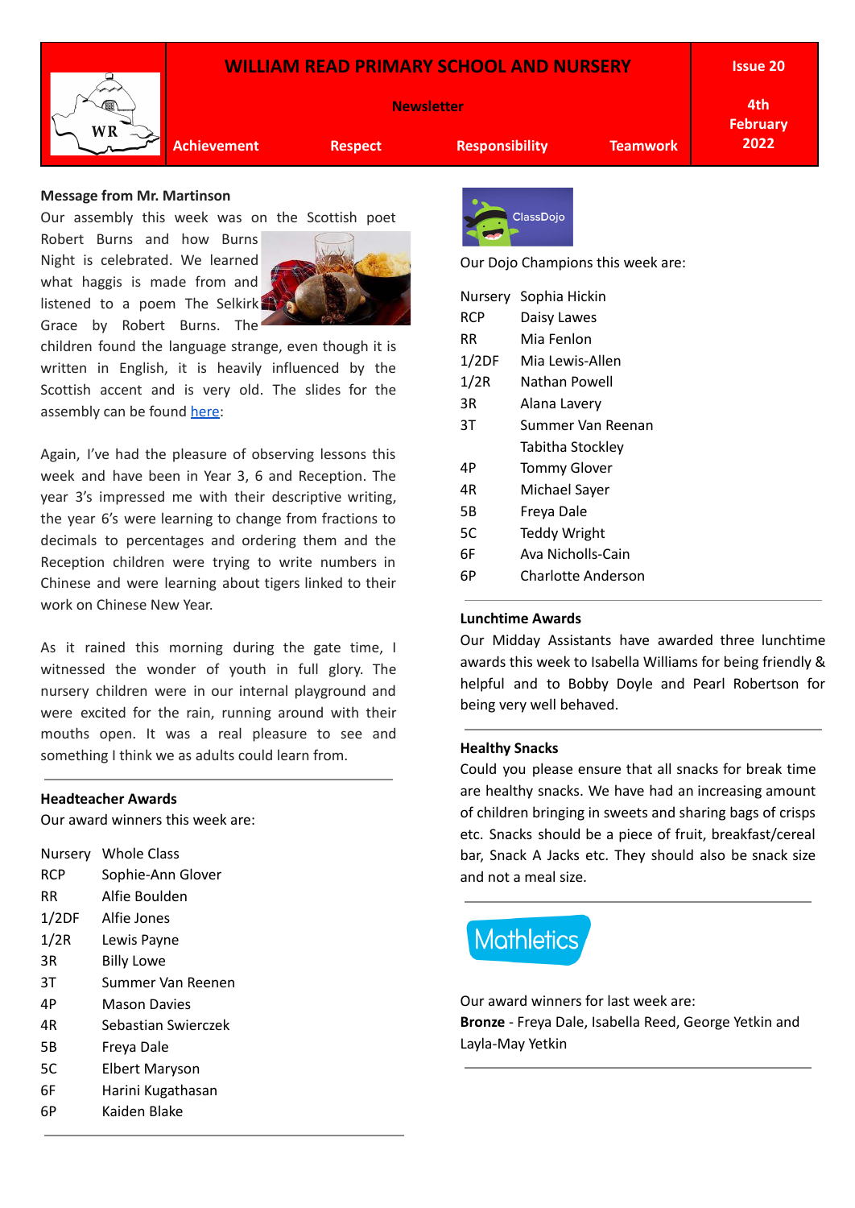# WILLIAM READ PRIMARY SCHOOL AND NURSERY

**Newsletter**

**Issue 20**

**4th February 2022**

**Achievement** **Respect** **Responsibility** **Teamwork**

### Message from Mr. Martinson

Our assembly this week was on the Scottish poet Robert Burns and how Burns Night is celebrated. We learned what haggis is made from and listened to a poem The Selkirk Grace by Robert Burns. The children found the language strange, even though it is written in English, it is heavily influenced by the Scottish accent and is very old. The slides for the assembly can be found here:

Again, I've had the pleasure of observing lessons this week and have been in Year 3, 6 and Reception. The year 3's impressed me with their descriptive writing, the year 6's were learning to change from fractions to decimals to percentages and ordering them and the Reception children were trying to write numbers in Chinese and were learning about tigers linked to their work on Chinese New Year.

As it rained this morning during the gate time, I witnessed the wonder of youth in full glory. The nursery children were in our internal playground and were excited for the rain, running around with their mouths open. It was a real pleasure to see and something I think we as adults could learn from.

### Headteacher Awards

Our award winners this week are:

| | |
|---|---|
| Nursery | Whole Class |
| RCP | Sophie-Ann Glover |
| RR | Alfie Boulden |
| 1/2DF | Alfie Jones |
| 1/2R | Lewis Payne |
| 3R | Billy Lowe |
| 3T | Summer Van Reenen |
| 4P | Mason Davies |
| 4R | Sebastian Swierczek |
| 5B | Freya Dale |
| 5C | Elbert Maryson |
| 6F | Harini Kugathasan |
| 6P | Kaiden Blake |

### ClassDojo

Our Dojo Champions this week are:

| | |
|---|---|
| Nursery | Sophia Hickin |
| RCP | Daisy Lawes |
| RR | Mia Fenlon |
| 1/2DF | Mia Lewis-Allen |
| 1/2R | Nathan Powell |
| 3R | Alana Lavery |
| 3T | Summer Van Reenan |
| | Tabitha Stockley |
| 4P | Tommy Glover |
| 4R | Michael Sayer |
| 5B | Freya Dale |
| 5C | Teddy Wright |
| 6F | Ava Nicholls-Cain |
| 6P | Charlotte Anderson |

### Lunchtime Awards

Our Midday Assistants have awarded three lunchtime awards this week to Isabella Williams for being friendly & helpful and to Bobby Doyle and Pearl Robertson for being very well behaved.

### Healthy Snacks

Could you please ensure that all snacks for break time are healthy snacks. We have had an increasing amount of children bringing in sweets and sharing bags of crisps etc. Snacks should be a piece of fruit, breakfast/cereal bar, Snack A Jacks etc. They should also be snack size and not a meal size.

### Mathletics

Our award winners for last week are:

**Bronze** - Freya Dale, Isabella Reed, George Yetkin and Layla-May Yetkin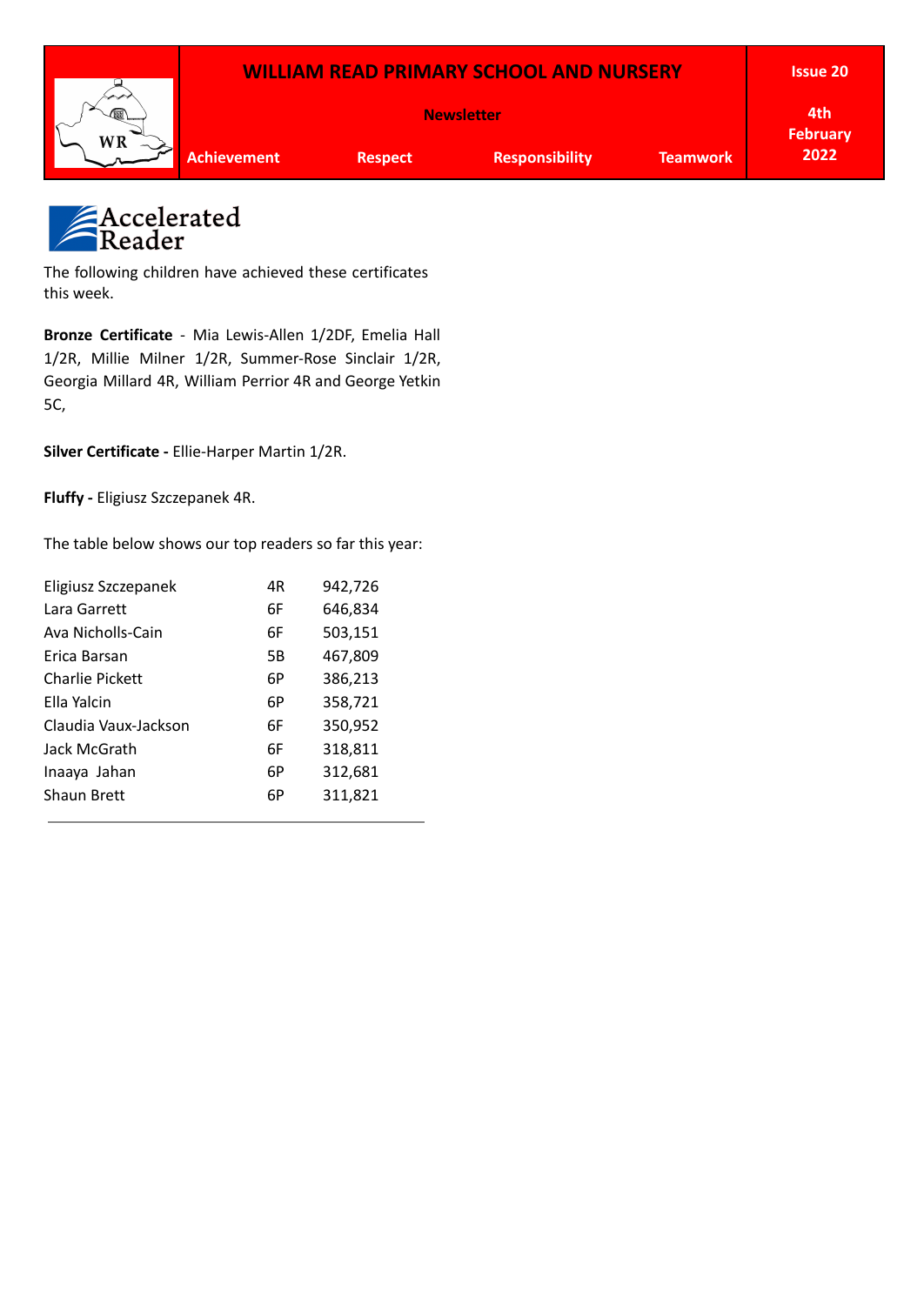| WILLIAM READ PRIMARY SCHOOL AND NURSERY | | | | Issue 20 |
|---|---|---|---|---|
| Newsletter | | | | 4th February 2022 |
| Achievement | Respect | Responsibility | Teamwork | |

## Accelerated Reader

The following children have achieved these certificates this week.

**Bronze Certificate** - Mia Lewis-Allen 1/2DF, Emelia Hall 1/2R, Millie Milner 1/2R, Summer-Rose Sinclair 1/2R, Georgia Millard 4R, William Perrior 4R and George Yetkin 5C,

**Silver Certificate -** Ellie-Harper Martin 1/2R.

**Fluffy -** Eligiusz Szczepanek 4R.

The table below shows our top readers so far this year:

| | | |
|---|---|---|
| Eligiusz Szczepanek | 4R | 942,726 |
| Lara Garrett | 6F | 646,834 |
| Ava Nicholls-Cain | 6F | 503,151 |
| Erica Barsan | 5B | 467,809 |
| Charlie Pickett | 6P | 386,213 |
| Ella Yalcin | 6P | 358,721 |
| Claudia Vaux-Jackson | 6F | 350,952 |
| Jack McGrath | 6F | 318,811 |
| Inaaya Jahan | 6P | 312,681 |
| Shaun Brett | 6P | 311,821 |